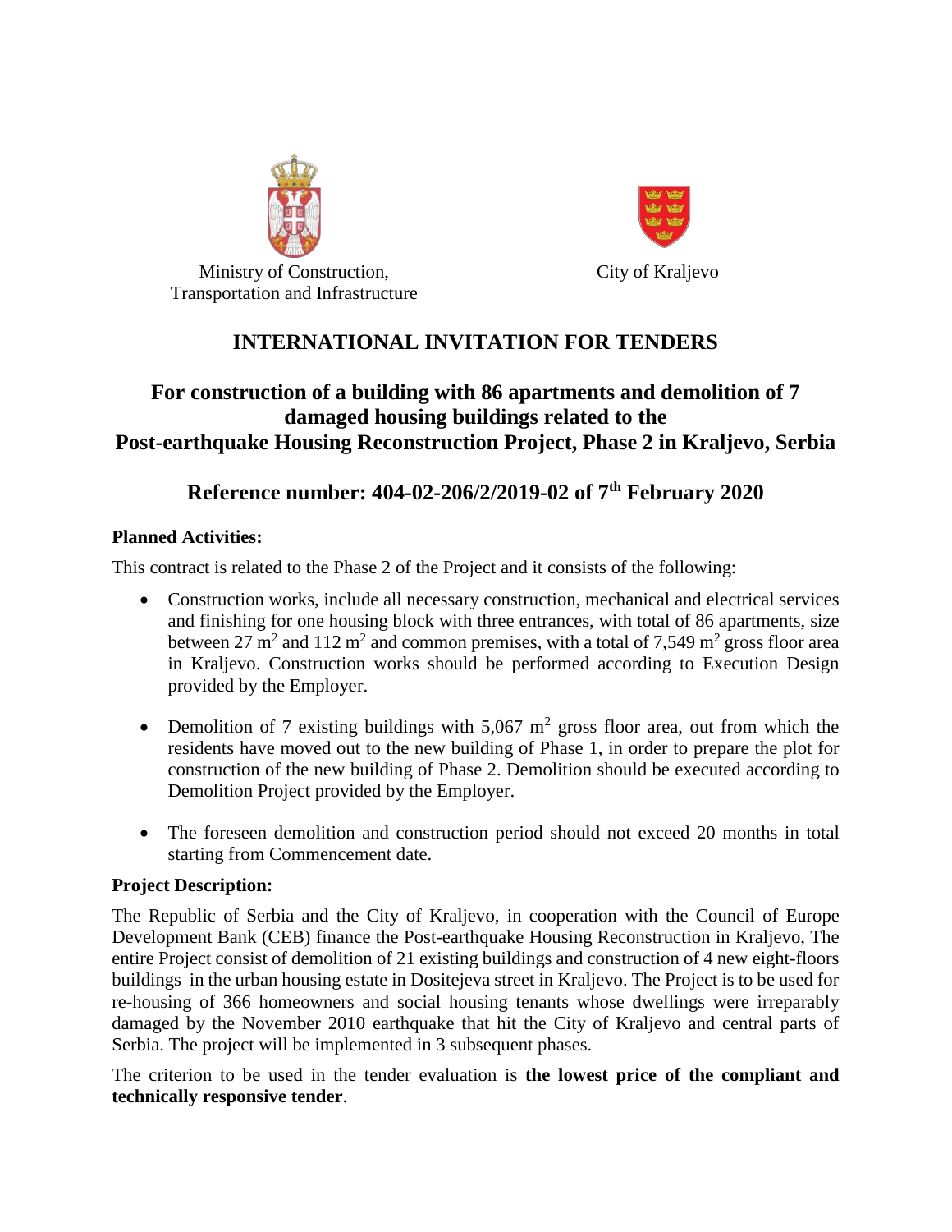Ministry of Construction, Transportation and Infrastructure

City of Kraljevo

# INTERNATIONAL INVITATION FOR TENDERS

## For construction of a building with 86 apartments and demolition of 7 damaged housing buildings related to the Post-earthquake Housing Reconstruction Project, Phase 2 in Kraljevo, Serbia

## Reference number: 404-02-206/2/2019-02 of 7th February 2020

**Planned Activities:**

This contract is related to the Phase 2 of the Project and it consists of the following:

- Construction works, include all necessary construction, mechanical and electrical services and finishing for one housing block with three entrances, with total of 86 apartments, size between 27 $m^2$ and 112 $m^2$ and common premises, with a total of 7,549 $m^2$ gross floor area in Kraljevo. Construction works should be performed according to Execution Design provided by the Employer.
- Demolition of 7 existing buildings with 5,067 $m^2$ gross floor area, out from which the residents have moved out to the new building of Phase 1, in order to prepare the plot for construction of the new building of Phase 2. Demolition should be executed according to Demolition Project provided by the Employer.
- The foreseen demolition and construction period should not exceed 20 months in total starting from Commencement date.

**Project Description:**

The Republic of Serbia and the City of Kraljevo, in cooperation with the Council of Europe Development Bank (CEB) finance the Post-earthquake Housing Reconstruction in Kraljevo, The entire Project consist of demolition of 21 existing buildings and construction of 4 new eight-floors buildings in the urban housing estate in Dositejeva street in Kraljevo. The Project is to be used for re-housing of 366 homeowners and social housing tenants whose dwellings were irreparably damaged by the November 2010 earthquake that hit the City of Kraljevo and central parts of Serbia. The project will be implemented in 3 subsequent phases.

The criterion to be used in the tender evaluation is **the lowest price of the compliant and technically responsive tender**.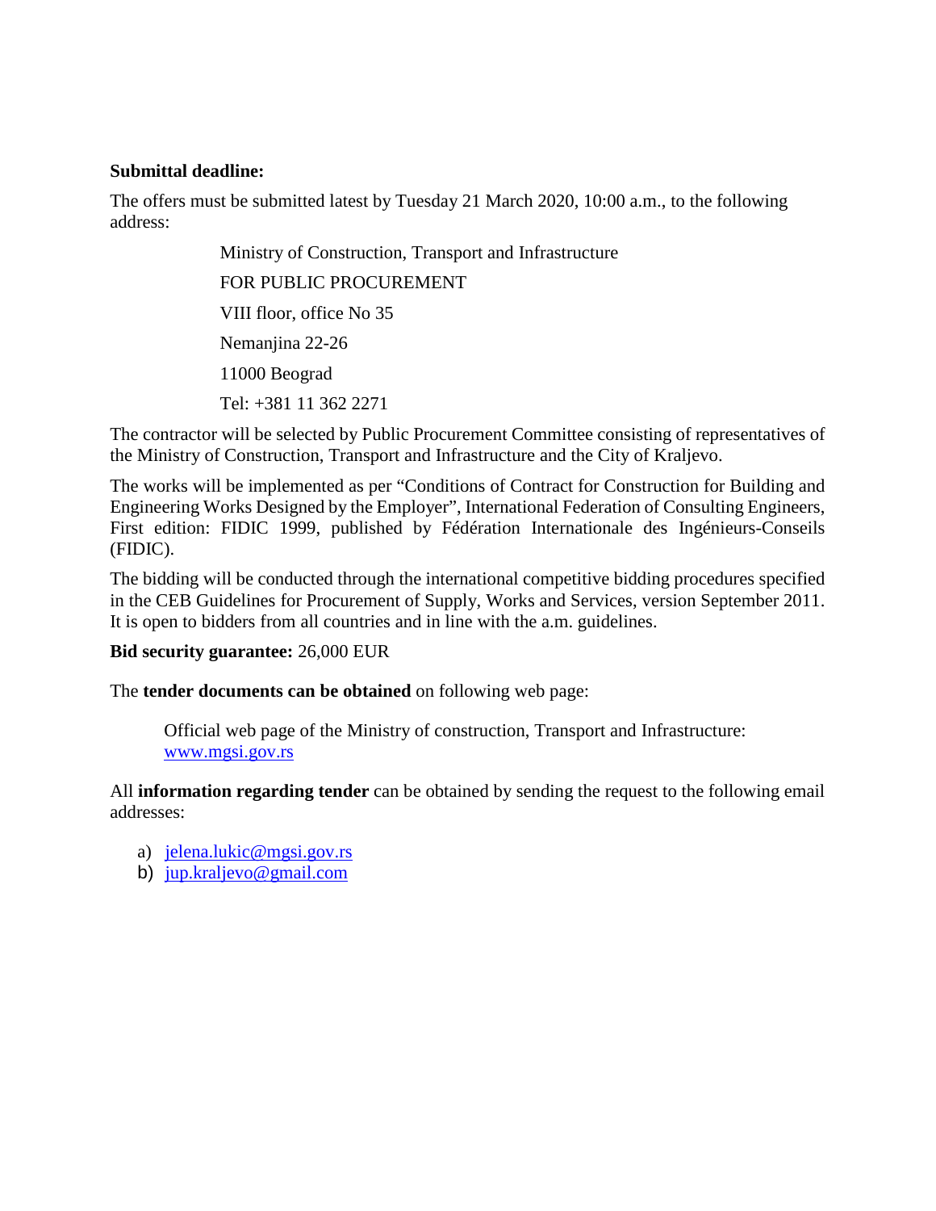**Submittal deadline:**

The offers must be submitted latest by Tuesday 21 March 2020, 10:00 a.m., to the following address:

> Ministry of Construction, Transport and Infrastructure
>
> FOR PUBLIC PROCUREMENT
>
> VIII floor, office No 35
>
> Nemanjina 22-26
>
> 11000 Beograd
>
> Tel: +381 11 362 2271

The contractor will be selected by Public Procurement Committee consisting of representatives of the Ministry of Construction, Transport and Infrastructure and the City of Kraljevo.

The works will be implemented as per "Conditions of Contract for Construction for Building and Engineering Works Designed by the Employer", International Federation of Consulting Engineers, First edition: FIDIC 1999, published by Fédération Internationale des Ingénieurs-Conseils (FIDIC).

The bidding will be conducted through the international competitive bidding procedures specified in the CEB Guidelines for Procurement of Supply, Works and Services, version September 2011. It is open to bidders from all countries and in line with the a.m. guidelines.

**Bid security guarantee:** 26,000 EUR

The **tender documents can be obtained** on following web page:

> Official web page of the Ministry of construction, Transport and Infrastructure: www.mgsi.gov.rs

All **information regarding tender** can be obtained by sending the request to the following email addresses:

a) jelena.lukic@mgsi.gov.rs
b) jup.kraljevo@gmail.com